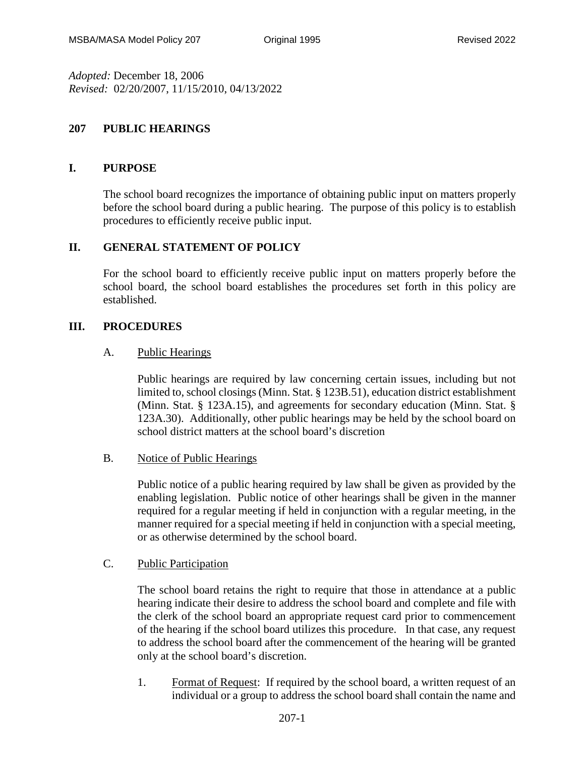*Adopted:* December 18, 2006
*Revised:* 02/20/2007, 11/15/2010, 04/13/2022

# 207 PUBLIC HEARINGS

## I. PURPOSE

The school board recognizes the importance of obtaining public input on matters properly before the school board during a public hearing. The purpose of this policy is to establish procedures to efficiently receive public input.

## II. GENERAL STATEMENT OF POLICY

For the school board to efficiently receive public input on matters properly before the school board, the school board establishes the procedures set forth in this policy are established.

## III. PROCEDURES

### A. Public Hearings

Public hearings are required by law concerning certain issues, including but not limited to, school closings (Minn. Stat. § 123B.51), education district establishment (Minn. Stat. § 123A.15), and agreements for secondary education (Minn. Stat. § 123A.30). Additionally, other public hearings may be held by the school board on school district matters at the school board's discretion

### B. Notice of Public Hearings

Public notice of a public hearing required by law shall be given as provided by the enabling legislation. Public notice of other hearings shall be given in the manner required for a regular meeting if held in conjunction with a regular meeting, in the manner required for a special meeting if held in conjunction with a special meeting, or as otherwise determined by the school board.

### C. Public Participation

The school board retains the right to require that those in attendance at a public hearing indicate their desire to address the school board and complete and file with the clerk of the school board an appropriate request card prior to commencement of the hearing if the school board utilizes this procedure. In that case, any request to address the school board after the commencement of the hearing will be granted only at the school board's discretion.

1. Format of Request: If required by the school board, a written request of an individual or a group to address the school board shall contain the name and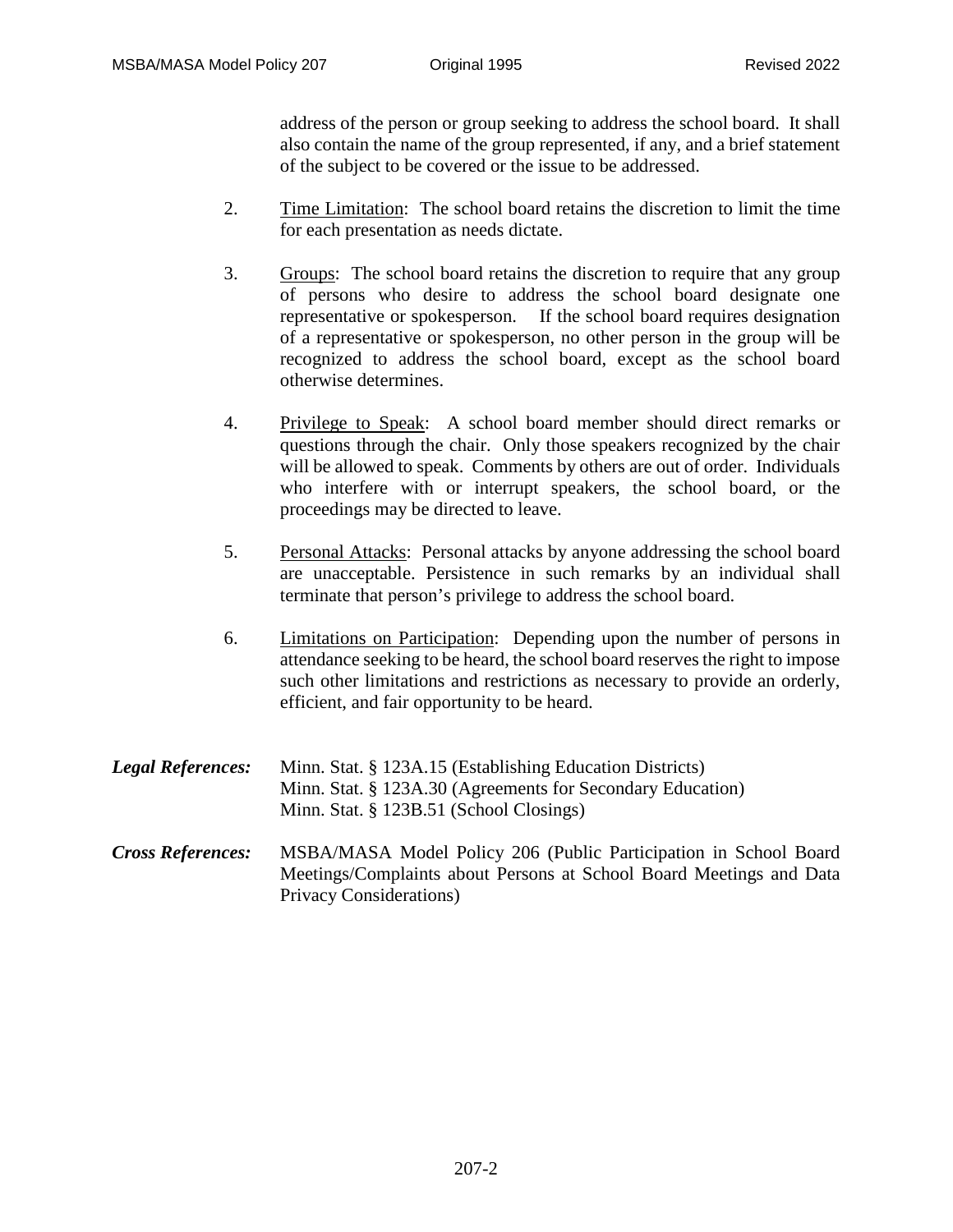address of the person or group seeking to address the school board. It shall also contain the name of the group represented, if any, and a brief statement of the subject to be covered or the issue to be addressed.

2. Time Limitation: The school board retains the discretion to limit the time for each presentation as needs dictate.

3. Groups: The school board retains the discretion to require that any group of persons who desire to address the school board designate one representative or spokesperson. If the school board requires designation of a representative or spokesperson, no other person in the group will be recognized to address the school board, except as the school board otherwise determines.

4. Privilege to Speak: A school board member should direct remarks or questions through the chair. Only those speakers recognized by the chair will be allowed to speak. Comments by others are out of order. Individuals who interfere with or interrupt speakers, the school board, or the proceedings may be directed to leave.

5. Personal Attacks: Personal attacks by anyone addressing the school board are unacceptable. Persistence in such remarks by an individual shall terminate that person's privilege to address the school board.

6. Limitations on Participation: Depending upon the number of persons in attendance seeking to be heard, the school board reserves the right to impose such other limitations and restrictions as necessary to provide an orderly, efficient, and fair opportunity to be heard.

***Legal References:*** Minn. Stat. § 123A.15 (Establishing Education Districts)
Minn. Stat. § 123A.30 (Agreements for Secondary Education)
Minn. Stat. § 123B.51 (School Closings)

***Cross References:*** MSBA/MASA Model Policy 206 (Public Participation in School Board Meetings/Complaints about Persons at School Board Meetings and Data Privacy Considerations)